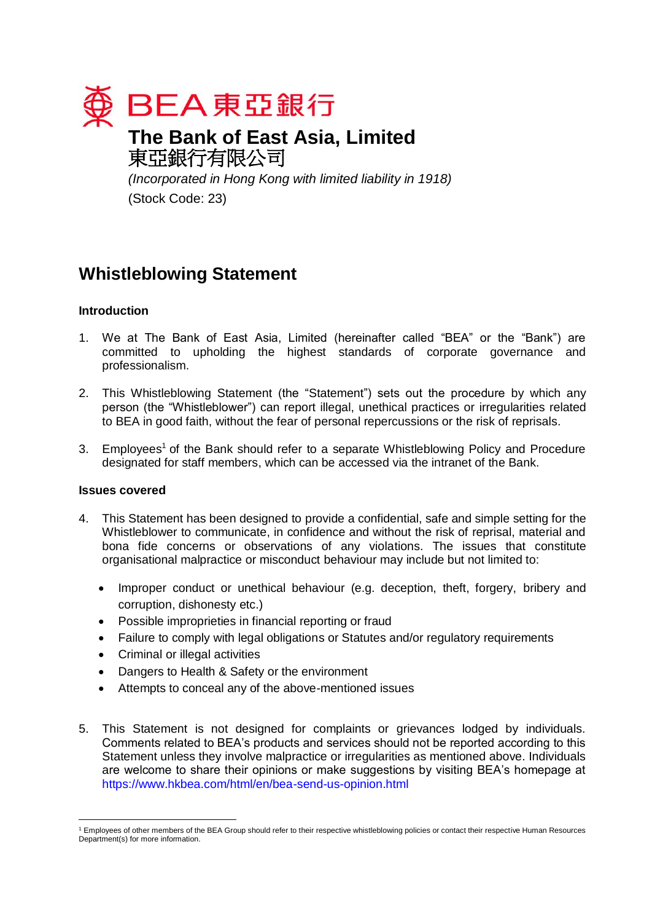BEA 東亞銀行

**The Bank of East Asia, Limited**
東亞銀行有限公司

*(Incorporated in Hong Kong with limited liability in 1918)*
(Stock Code: 23)

# Whistleblowing Statement

### Introduction

1. We at The Bank of East Asia, Limited (hereinafter called "BEA" or the "Bank") are committed to upholding the highest standards of corporate governance and professionalism.

2. This Whistleblowing Statement (the "Statement") sets out the procedure by which any person (the "Whistleblower") can report illegal, unethical practices or irregularities related to BEA in good faith, without the fear of personal repercussions or the risk of reprisals.

3. Employees[1] of the Bank should refer to a separate Whistleblowing Policy and Procedure designated for staff members, which can be accessed via the intranet of the Bank.

### Issues covered

4. This Statement has been designed to provide a confidential, safe and simple setting for the Whistleblower to communicate, in confidence and without the risk of reprisal, material and bona fide concerns or observations of any violations. The issues that constitute organisational malpractice or misconduct behaviour may include but not limited to:

   - Improper conduct or unethical behaviour (e.g. deception, theft, forgery, bribery and corruption, dishonesty etc.)
   - Possible improprieties in financial reporting or fraud
   - Failure to comply with legal obligations or Statutes and/or regulatory requirements
   - Criminal or illegal activities
   - Dangers to Health & Safety or the environment
   - Attempts to conceal any of the above-mentioned issues

5. This Statement is not designed for complaints or grievances lodged by individuals. Comments related to BEA's products and services should not be reported according to this Statement unless they involve malpractice or irregularities as mentioned above. Individuals are welcome to share their opinions or make suggestions by visiting BEA's homepage at https://www.hkbea.com/html/en/bea-send-us-opinion.html

---

[1] Employees of other members of the BEA Group should refer to their respective whistleblowing policies or contact their respective Human Resources Department(s) for more information.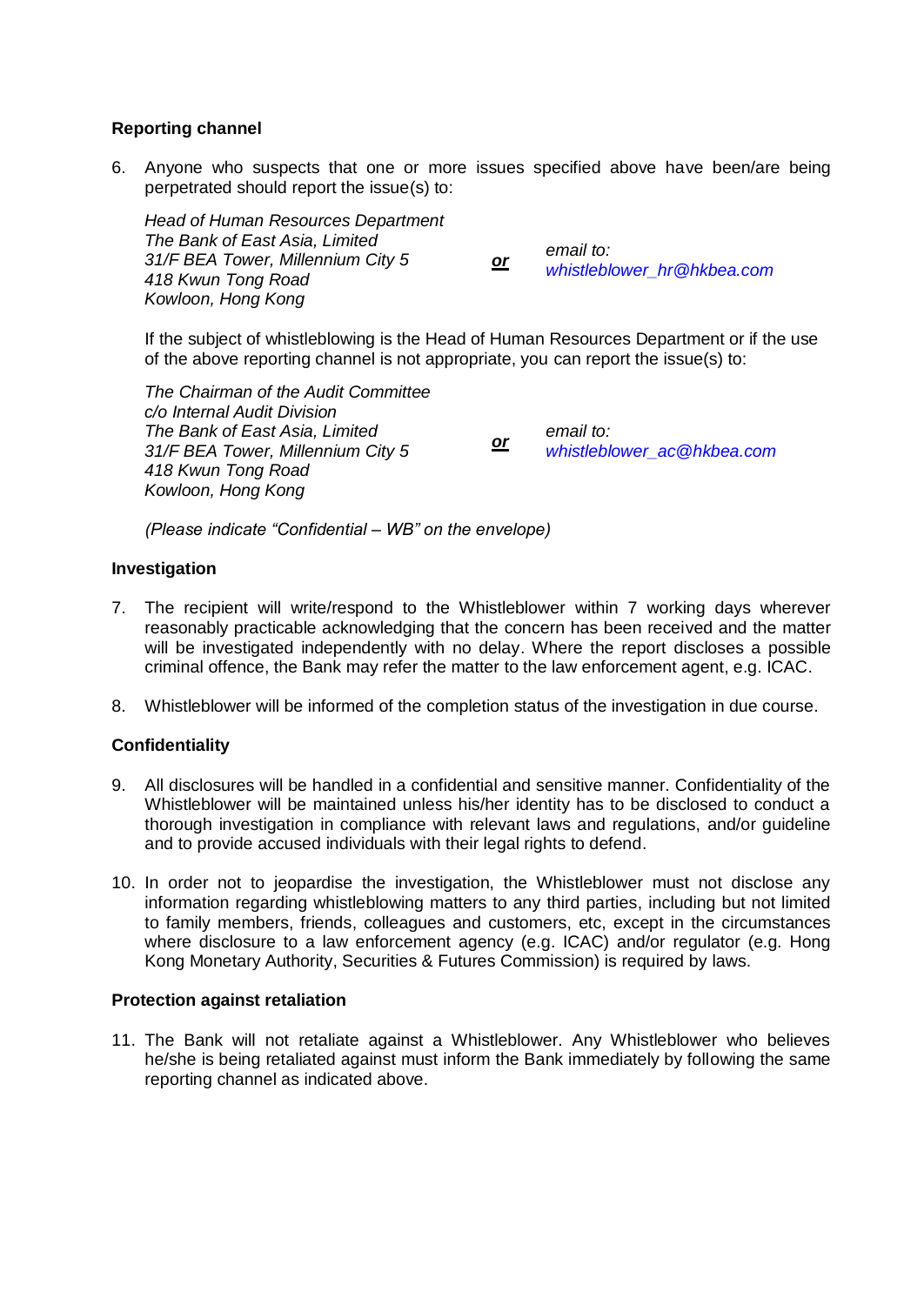## Reporting channel

6. Anyone who suspects that one or more issues specified above have been/are being perpetrated should report the issue(s) to:

   *Head of Human Resources Department*
   *The Bank of East Asia, Limited*
   *31/F BEA Tower, Millennium City 5*
   *418 Kwun Tong Road*
   *Kowloon, Hong Kong*

   ***or***

   *email to:*
   *whistleblower_hr@hkbea.com*

   If the subject of whistleblowing is the Head of Human Resources Department or if the use of the above reporting channel is not appropriate, you can report the issue(s) to:

   *The Chairman of the Audit Committee*
   *c/o Internal Audit Division*
   *The Bank of East Asia, Limited*
   *31/F BEA Tower, Millennium City 5*
   *418 Kwun Tong Road*
   *Kowloon, Hong Kong*

   ***or***

   *email to:*
   *whistleblower_ac@hkbea.com*

   *(Please indicate "Confidential – WB" on the envelope)*

## Investigation

7. The recipient will write/respond to the Whistleblower within 7 working days wherever reasonably practicable acknowledging that the concern has been received and the matter will be investigated independently with no delay. Where the report discloses a possible criminal offence, the Bank may refer the matter to the law enforcement agent, e.g. ICAC.

8. Whistleblower will be informed of the completion status of the investigation in due course.

## Confidentiality

9. All disclosures will be handled in a confidential and sensitive manner. Confidentiality of the Whistleblower will be maintained unless his/her identity has to be disclosed to conduct a thorough investigation in compliance with relevant laws and regulations, and/or guideline and to provide accused individuals with their legal rights to defend.

10. In order not to jeopardise the investigation, the Whistleblower must not disclose any information regarding whistleblowing matters to any third parties, including but not limited to family members, friends, colleagues and customers, etc, except in the circumstances where disclosure to a law enforcement agency (e.g. ICAC) and/or regulator (e.g. Hong Kong Monetary Authority, Securities & Futures Commission) is required by laws.

## Protection against retaliation

11. The Bank will not retaliate against a Whistleblower. Any Whistleblower who believes he/she is being retaliated against must inform the Bank immediately by following the same reporting channel as indicated above.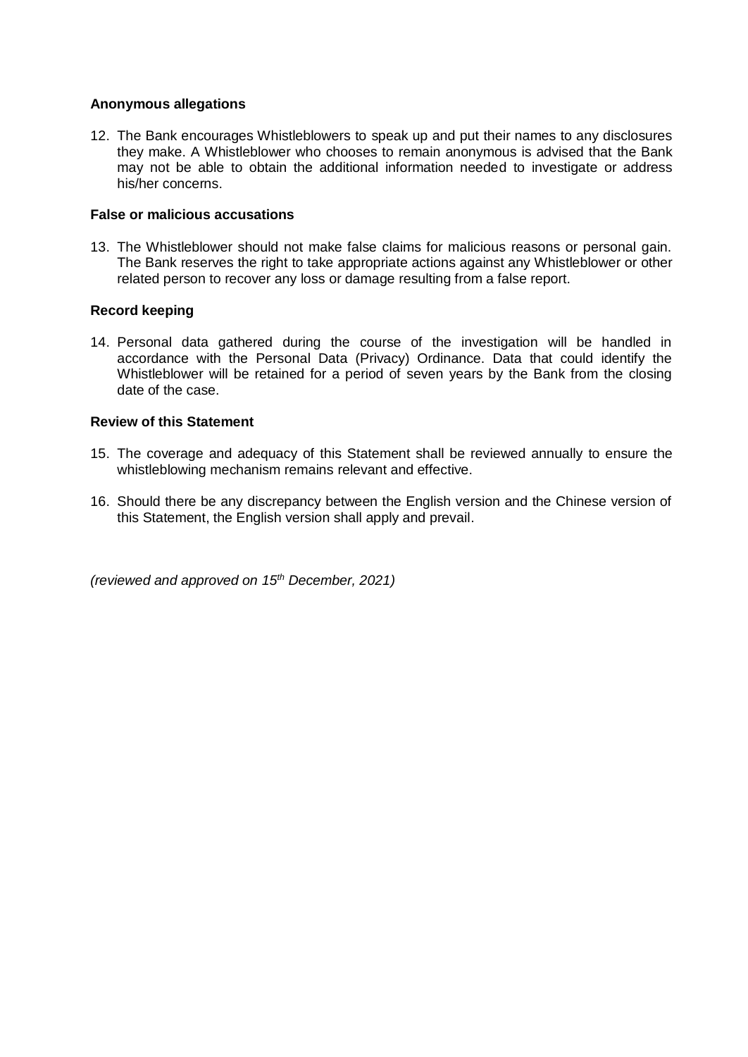**Anonymous allegations**

12. The Bank encourages Whistleblowers to speak up and put their names to any disclosures they make. A Whistleblower who chooses to remain anonymous is advised that the Bank may not be able to obtain the additional information needed to investigate or address his/her concerns.

**False or malicious accusations**

13. The Whistleblower should not make false claims for malicious reasons or personal gain. The Bank reserves the right to take appropriate actions against any Whistleblower or other related person to recover any loss or damage resulting from a false report.

**Record keeping**

14. Personal data gathered during the course of the investigation will be handled in accordance with the Personal Data (Privacy) Ordinance. Data that could identify the Whistleblower will be retained for a period of seven years by the Bank from the closing date of the case.

**Review of this Statement**

15. The coverage and adequacy of this Statement shall be reviewed annually to ensure the whistleblowing mechanism remains relevant and effective.

16. Should there be any discrepancy between the English version and the Chinese version of this Statement, the English version shall apply and prevail.

*(reviewed and approved on 15th December, 2021)*